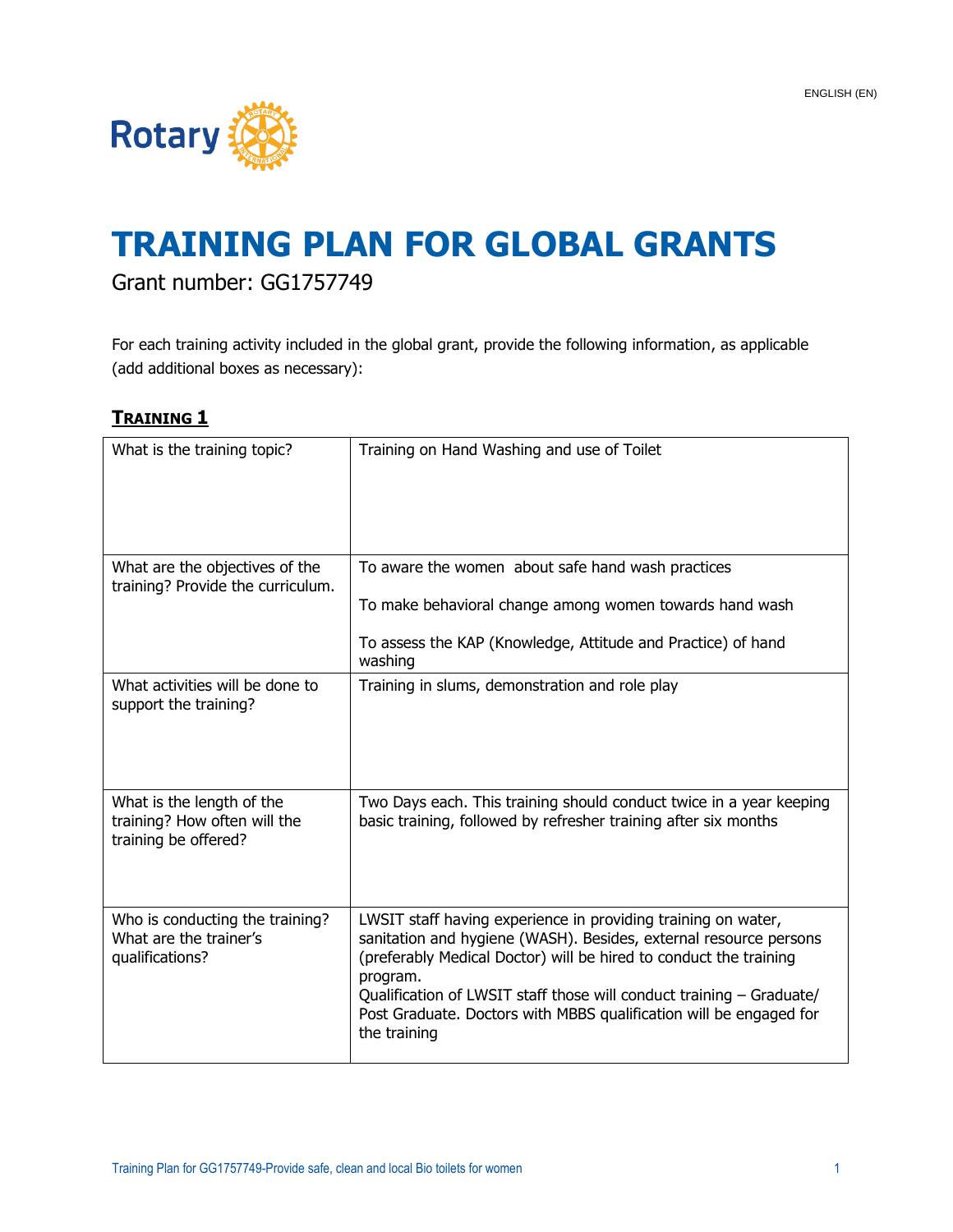ENGLISH (EN)

Rotary

# TRAINING PLAN FOR GLOBAL GRANTS

Grant number: GG1757749

For each training activity included in the global grant, provide the following information, as applicable (add additional boxes as necessary):

## TRAINING 1

| | |
|---|---|
| What is the training topic? | Training on Hand Washing and use of Toilet |
| What are the objectives of the training? Provide the curriculum. | To aware the women about safe hand wash practices<br><br>To make behavioral change among women towards hand wash<br><br>To assess the KAP (Knowledge, Attitude and Practice) of hand washing |
| What activities will be done to support the training? | Training in slums, demonstration and role play |
| What is the length of the training? How often will the training be offered? | Two Days each. This training should conduct twice in a year keeping basic training, followed by refresher training after six months |
| Who is conducting the training? What are the trainer's qualifications? | LWSIT staff having experience in providing training on water, sanitation and hygiene (WASH). Besides, external resource persons (preferably Medical Doctor) will be hired to conduct the training program.<br>Qualification of LWSIT staff those will conduct training – Graduate/ Post Graduate. Doctors with MBBS qualification will be engaged for the training |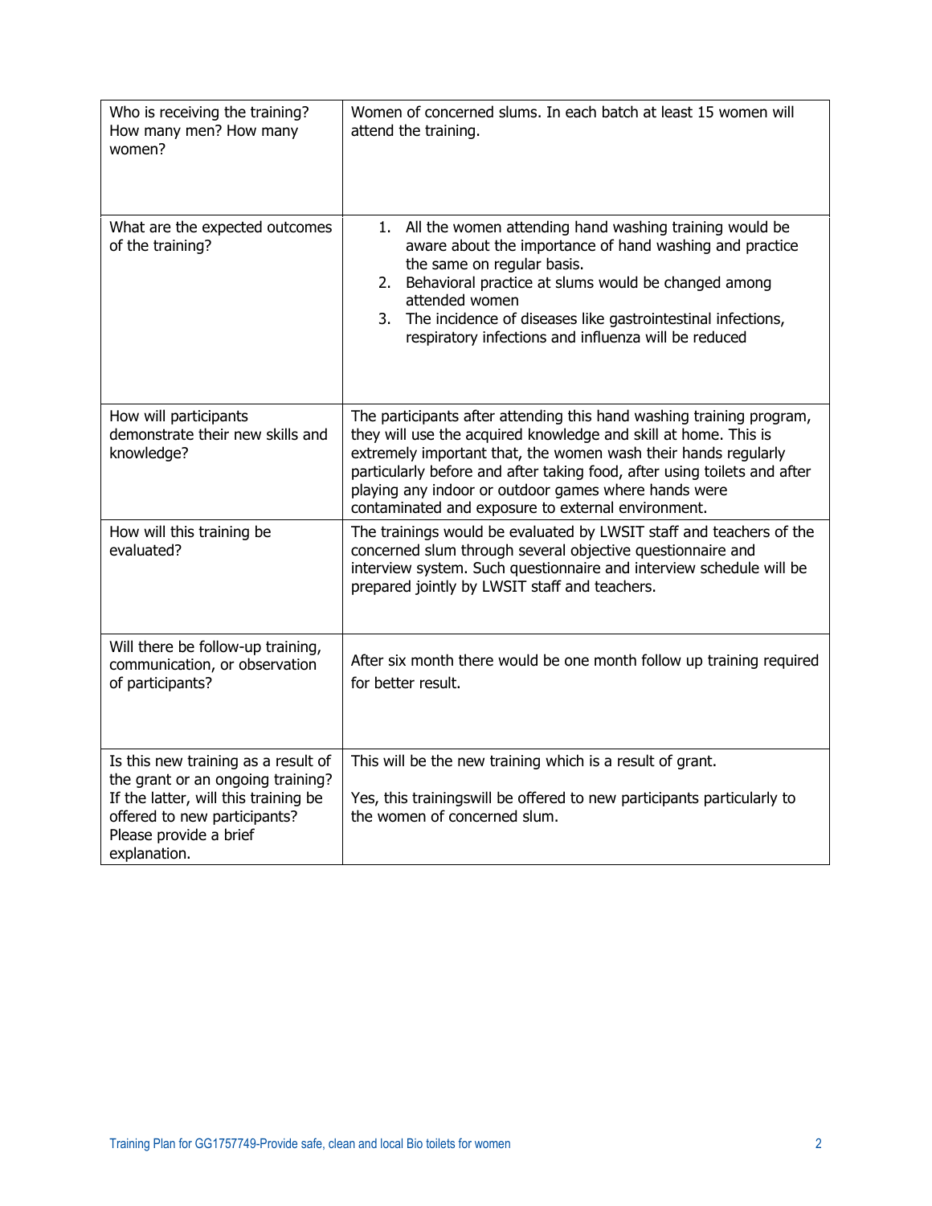| | |
|---|---|
| Who is receiving the training? How many men? How many women? | Women of concerned slums. In each batch at least 15 women will attend the training. |
| What are the expected outcomes of the training? | 1. All the women attending hand washing training would be aware about the importance of hand washing and practice the same on regular basis.<br>2. Behavioral practice at slums would be changed among attended women<br>3. The incidence of diseases like gastrointestinal infections, respiratory infections and influenza will be reduced |
| How will participants demonstrate their new skills and knowledge? | The participants after attending this hand washing training program, they will use the acquired knowledge and skill at home. This is extremely important that, the women wash their hands regularly particularly before and after taking food, after using toilets and after playing any indoor or outdoor games where hands were contaminated and exposure to external environment. |
| How will this training be evaluated? | The trainings would be evaluated by LWSIT staff and teachers of the concerned slum through several objective questionnaire and interview system. Such questionnaire and interview schedule will be prepared jointly by LWSIT staff and teachers. |
| Will there be follow-up training, communication, or observation of participants? | After six month there would be one month follow up training required for better result. |
| Is this new training as a result of the grant or an ongoing training? If the latter, will this training be offered to new participants? Please provide a brief explanation. | This will be the new training which is a result of grant.<br><br>Yes, this trainingswill be offered to new participants particularly to the women of concerned slum. |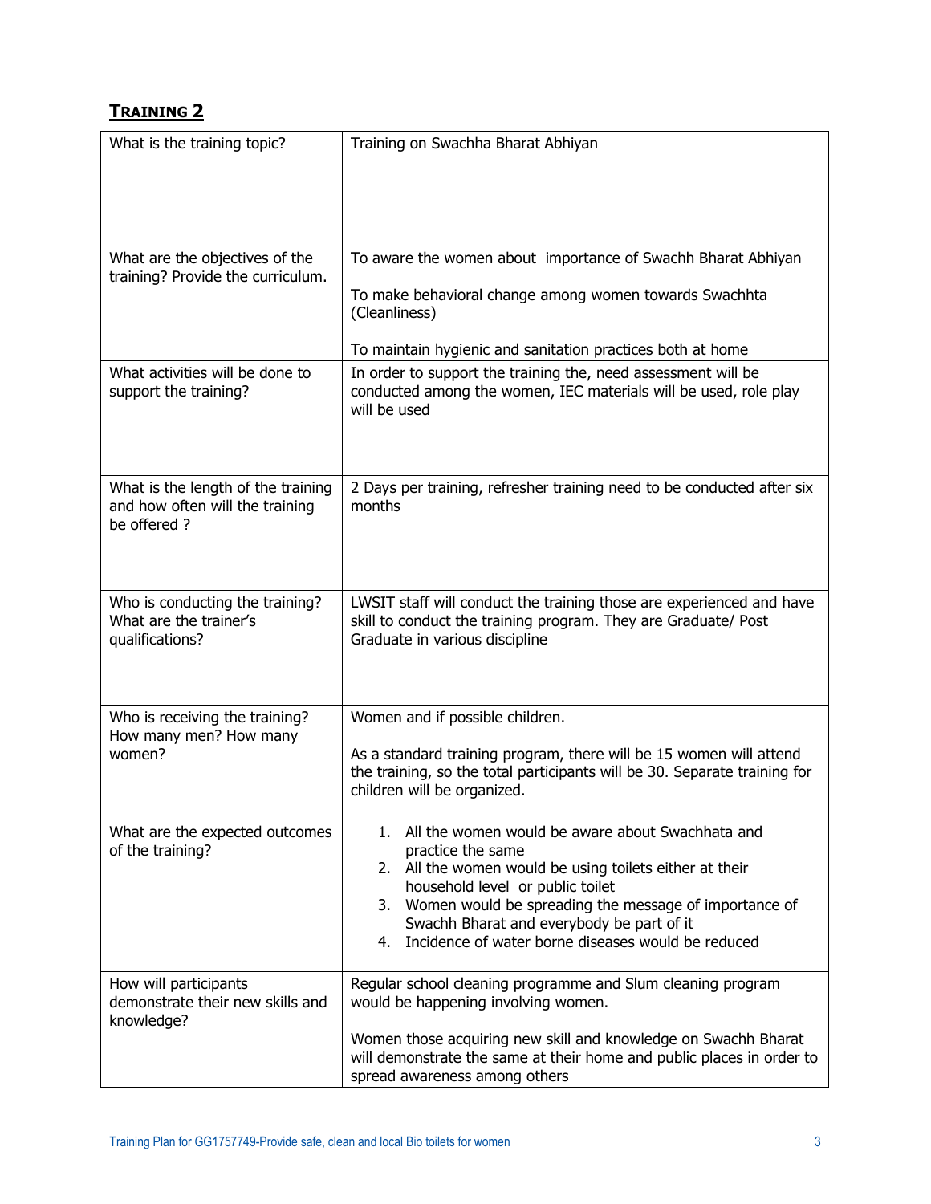## **TRAINING 2**

| | |
|---|---|
| What is the training topic? | Training on Swachha Bharat Abhiyan |
| What are the objectives of the training? Provide the curriculum. | To aware the women about importance of Swachh Bharat Abhiyan<br><br>To make behavioral change among women towards Swachhta (Cleanliness)<br><br>To maintain hygienic and sanitation practices both at home |
| What activities will be done to support the training? | In order to support the training the, need assessment will be conducted among the women, IEC materials will be used, role play will be used |
| What is the length of the training and how often will the training be offered ? | 2 Days per training, refresher training need to be conducted after six months |
| Who is conducting the training? What are the trainer's qualifications? | LWSIT staff will conduct the training those are experienced and have skill to conduct the training program. They are Graduate/ Post Graduate in various discipline |
| Who is receiving the training? How many men? How many women? | Women and if possible children.<br><br>As a standard training program, there will be 15 women will attend the training, so the total participants will be 30. Separate training for children will be organized. |
| What are the expected outcomes of the training? | 1. All the women would be aware about Swachhata and practice the same<br>2. All the women would be using toilets either at their household level or public toilet<br>3. Women would be spreading the message of importance of Swachh Bharat and everybody be part of it<br>4. Incidence of water borne diseases would be reduced |
| How will participants demonstrate their new skills and knowledge? | Regular school cleaning programme and Slum cleaning program would be happening involving women.<br><br>Women those acquiring new skill and knowledge on Swachh Bharat will demonstrate the same at their home and public places in order to spread awareness among others |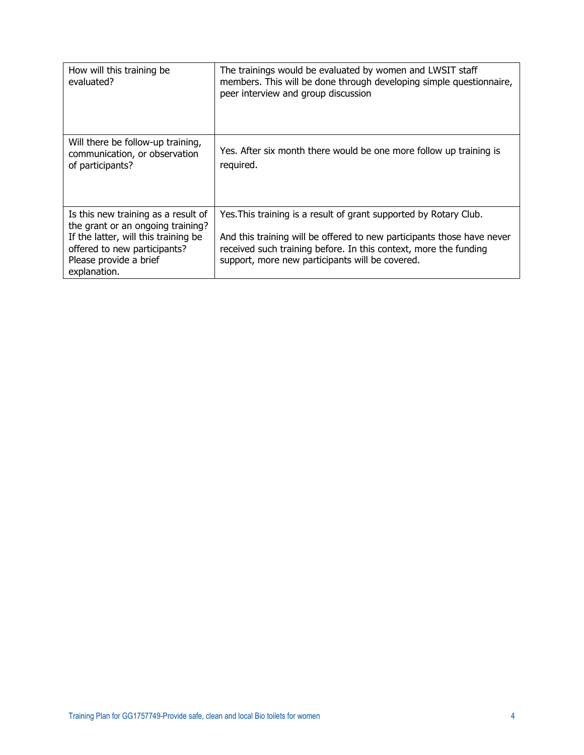| | |
|---|---|
| How will this training be evaluated? | The trainings would be evaluated by women and LWSIT staff members. This will be done through developing simple questionnaire, peer interview and group discussion |
| Will there be follow-up training, communication, or observation of participants? | Yes. After six month there would be one more follow up training is required. |
| Is this new training as a result of the grant or an ongoing training? If the latter, will this training be offered to new participants? Please provide a brief explanation. | Yes.This training is a result of grant supported by Rotary Club.<br><br>And this training will be offered to new participants those have never received such training before. In this context, more the funding support, more new participants will be covered. |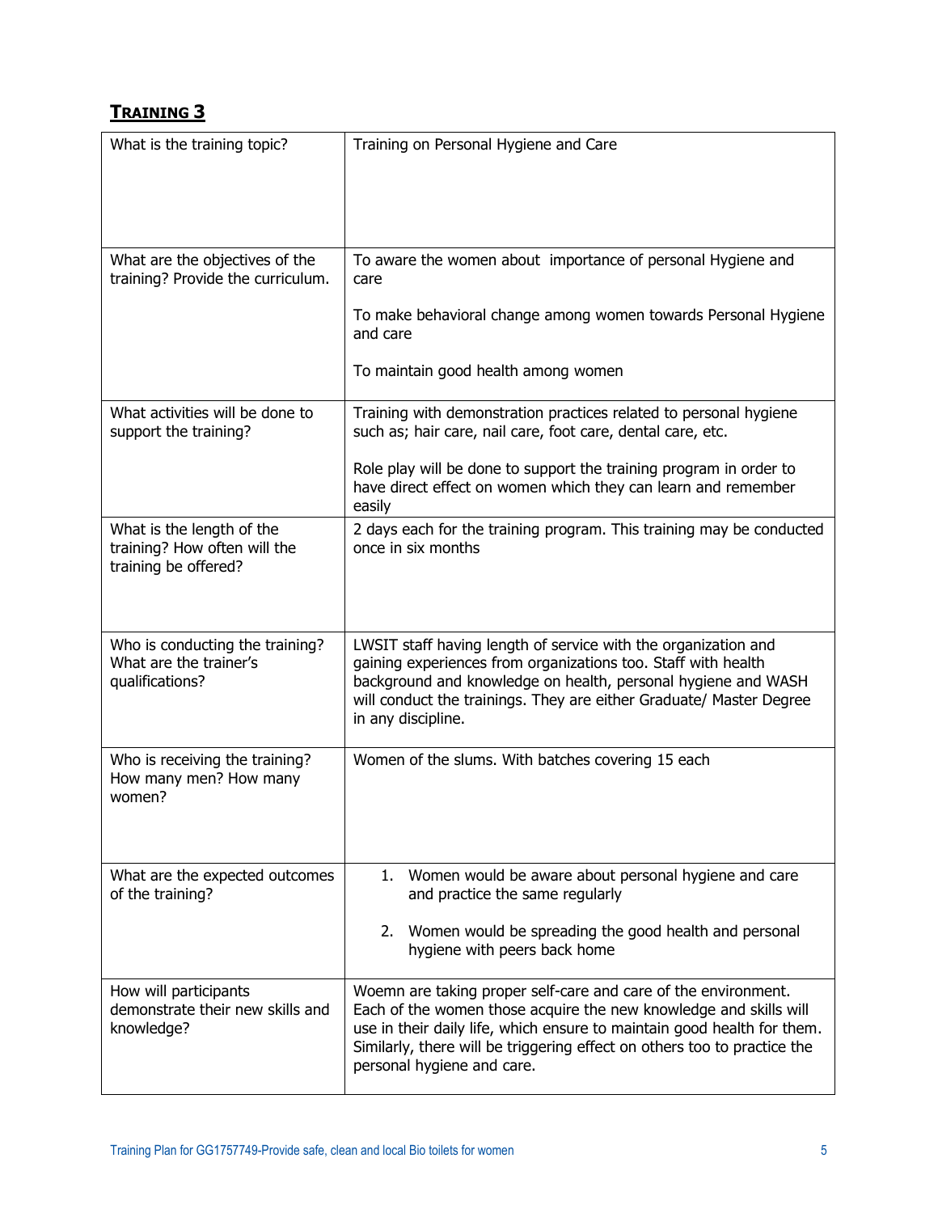## **TRAINING 3**

| What is the training topic? | Training on Personal Hygiene and Care |
|---|---|
| What are the objectives of the training? Provide the curriculum. | To aware the women about importance of personal Hygiene and care<br><br>To make behavioral change among women towards Personal Hygiene and care<br><br>To maintain good health among women |
| What activities will be done to support the training? | Training with demonstration practices related to personal hygiene such as; hair care, nail care, foot care, dental care, etc.<br><br>Role play will be done to support the training program in order to have direct effect on women which they can learn and remember easily |
| What is the length of the training? How often will the training be offered? | 2 days each for the training program. This training may be conducted once in six months |
| Who is conducting the training? What are the trainer's qualifications? | LWSIT staff having length of service with the organization and gaining experiences from organizations too. Staff with health background and knowledge on health, personal hygiene and WASH will conduct the trainings. They are either Graduate/ Master Degree in any discipline. |
| Who is receiving the training? How many men? How many women? | Women of the slums. With batches covering 15 each |
| What are the expected outcomes of the training? | 1. Women would be aware about personal hygiene and care and practice the same regularly<br><br>2. Women would be spreading the good health and personal hygiene with peers back home |
| How will participants demonstrate their new skills and knowledge? | Woemn are taking proper self-care and care of the environment. Each of the women those acquire the new knowledge and skills will use in their daily life, which ensure to maintain good health for them. Similarly, there will be triggering effect on others too to practice the personal hygiene and care. |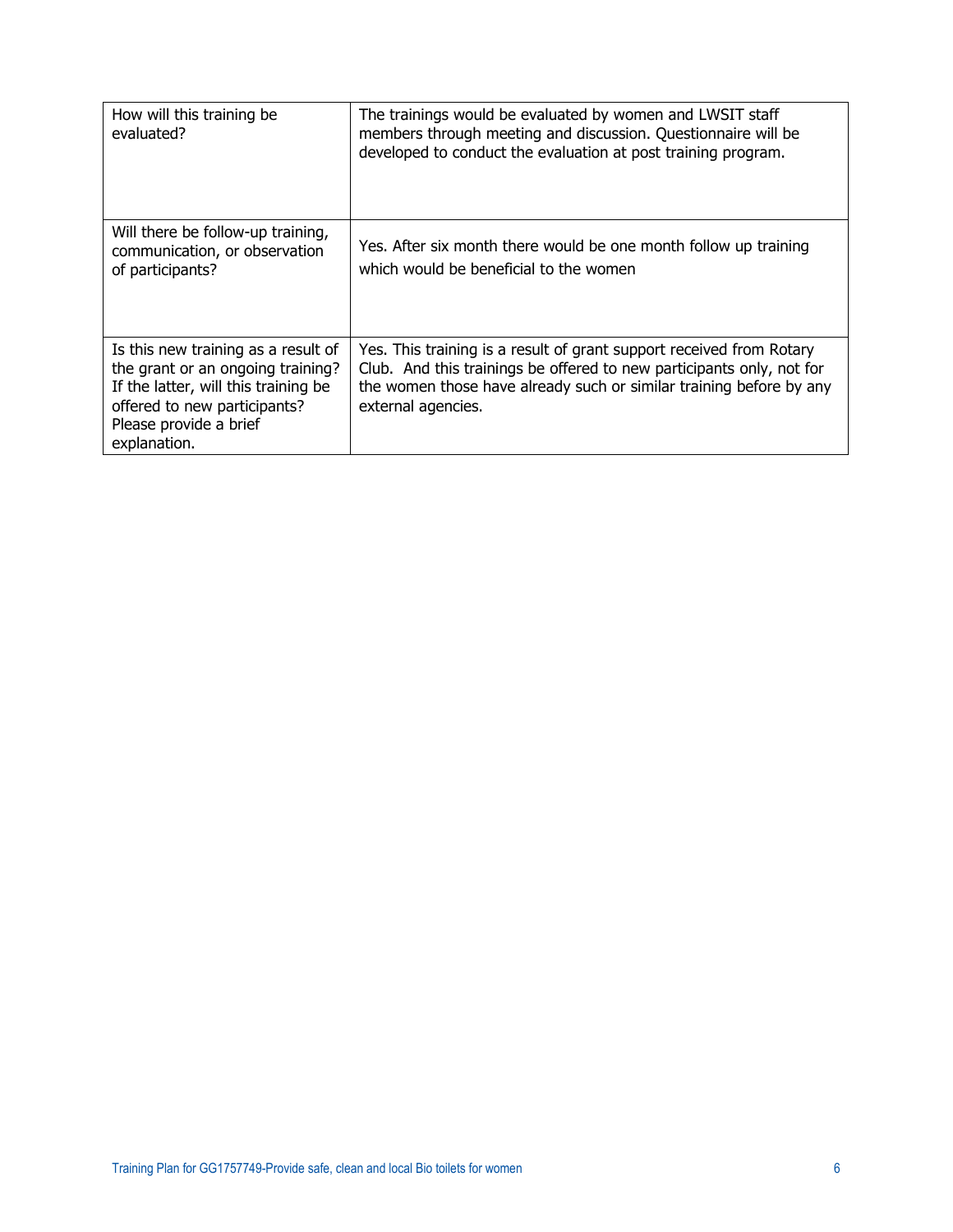| | |
|---|---|
| How will this training be evaluated? | The trainings would be evaluated by women and LWSIT staff members through meeting and discussion. Questionnaire will be developed to conduct the evaluation at post training program. |
| Will there be follow-up training, communication, or observation of participants? | Yes. After six month there would be one month follow up training which would be beneficial to the women |
| Is this new training as a result of the grant or an ongoing training? If the latter, will this training be offered to new participants? Please provide a brief explanation. | Yes. This training is a result of grant support received from Rotary Club. And this trainings be offered to new participants only, not for the women those have already such or similar training before by any external agencies. |